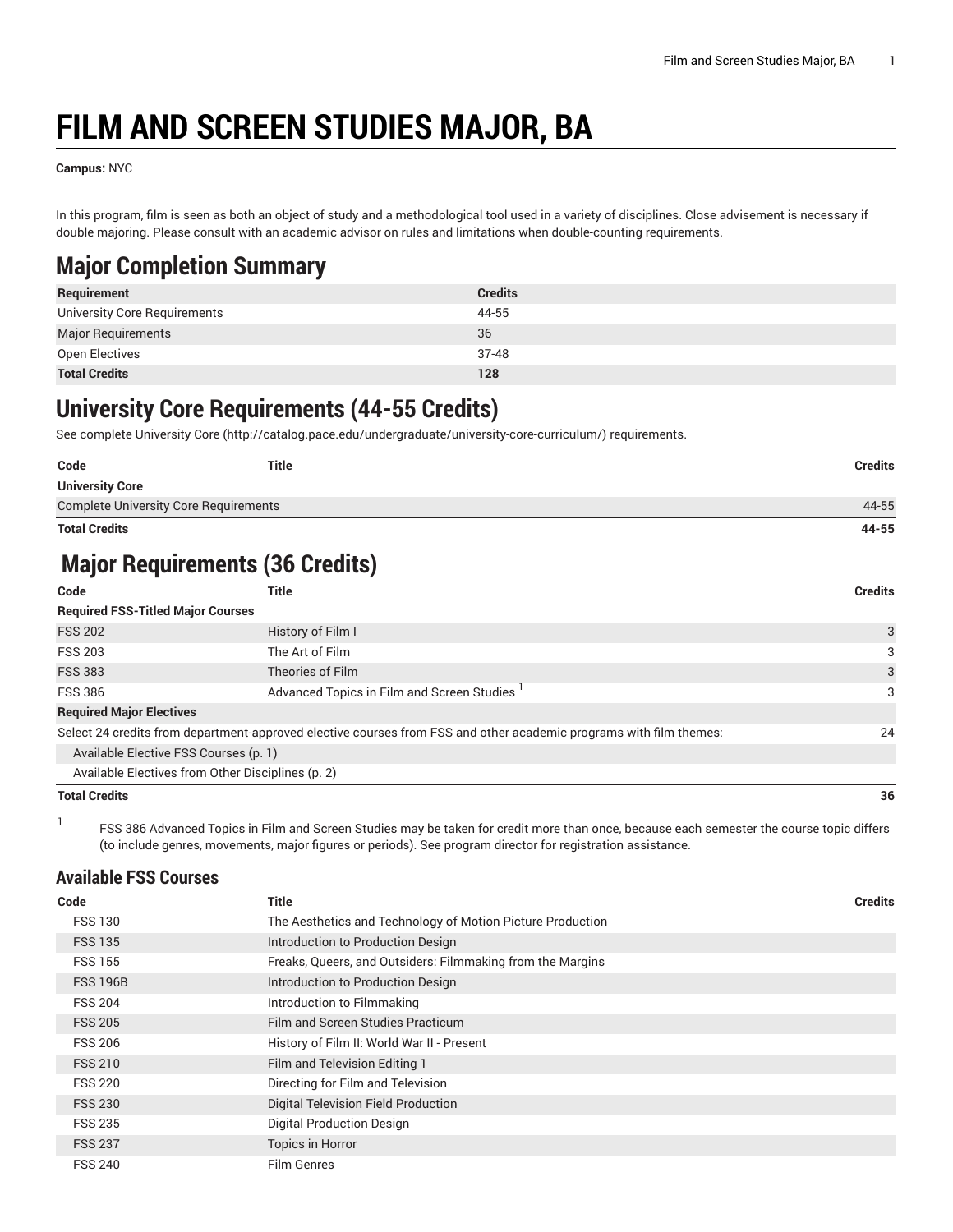# FILM AND SCREEN STUDIES MAJOR, BA

**Campus:** NYC

In this program, film is seen as both an object of study and a methodological tool used in a variety of disciplines. Close advisement is necessary if double majoring. Please consult with an academic advisor on rules and limitations when double-counting requirements.

## Major Completion Summary

| Requirement | Credits |
|---|---|
| University Core Requirements | 44-55 |
| Major Requirements | 36 |
| Open Electives | 37-48 |
| **Total Credits** | **128** |

## University Core Requirements (44-55 Credits)

See complete University Core (http://catalog.pace.edu/undergraduate/university-core-curriculum/) requirements.

| Code | Title | Credits |
|---|---|---|
| **University Core** | | |
| Complete University Core Requirements | | 44-55 |
| **Total Credits** | | **44-55** |

## Major Requirements (36 Credits)

| Code | Title | Credits |
|---|---|---|
| **Required FSS-Titled Major Courses** | | |
| FSS 202 | History of Film I | 3 |
| FSS 203 | The Art of Film | 3 |
| FSS 383 | Theories of Film | 3 |
| FSS 386 | Advanced Topics in Film and Screen Studies [1] | 3 |
| **Required Major Electives** | | |
| Select 24 credits from department-approved elective courses from FSS and other academic programs with film themes: | | 24 |
| Available Elective FSS Courses (p. 1) | | |
| Available Electives from Other Disciplines (p. 2) | | |
| **Total Credits** | | **36** |

1. FSS 386 Advanced Topics in Film and Screen Studies may be taken for credit more than once, because each semester the course topic differs (to include genres, movements, major figures or periods). See program director for registration assistance.

### Available FSS Courses

| Code | Title | Credits |
|---|---|---|
| FSS 130 | The Aesthetics and Technology of Motion Picture Production | |
| FSS 135 | Introduction to Production Design | |
| FSS 155 | Freaks, Queers, and Outsiders: Filmmaking from the Margins | |
| FSS 196B | Introduction to Production Design | |
| FSS 204 | Introduction to Filmmaking | |
| FSS 205 | Film and Screen Studies Practicum | |
| FSS 206 | History of Film II: World War II - Present | |
| FSS 210 | Film and Television Editing 1 | |
| FSS 220 | Directing for Film and Television | |
| FSS 230 | Digital Television Field Production | |
| FSS 235 | Digital Production Design | |
| FSS 237 | Topics in Horror | |
| FSS 240 | Film Genres | |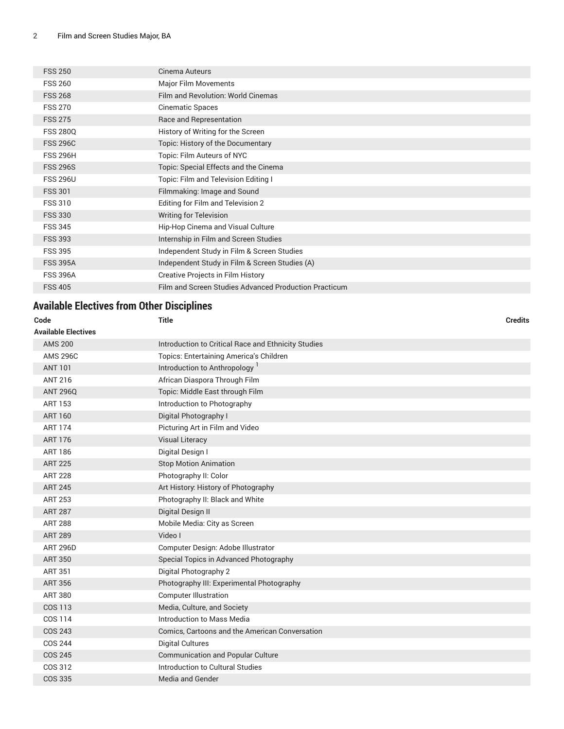| | | |
|---|---|---|
| FSS 250 | Cinema Auteurs | |
| FSS 260 | Major Film Movements | |
| FSS 268 | Film and Revolution: World Cinemas | |
| FSS 270 | Cinematic Spaces | |
| FSS 275 | Race and Representation | |
| FSS 280Q | History of Writing for the Screen | |
| FSS 296C | Topic: History of the Documentary | |
| FSS 296H | Topic: Film Auteurs of NYC | |
| FSS 296S | Topic: Special Effects and the Cinema | |
| FSS 296U | Topic: Film and Television Editing I | |
| FSS 301 | Filmmaking: Image and Sound | |
| FSS 310 | Editing for Film and Television 2 | |
| FSS 330 | Writing for Television | |
| FSS 345 | Hip-Hop Cinema and Visual Culture | |
| FSS 393 | Internship in Film and Screen Studies | |
| FSS 395 | Independent Study in Film & Screen Studies | |
| FSS 395A | Independent Study in Film & Screen Studies (A) | |
| FSS 396A | Creative Projects in Film History | |
| FSS 405 | Film and Screen Studies Advanced Production Practicum | |

## Available Electives from Other Disciplines

| Code | Title | Credits |
|---|---|---|
| **Available Electives** | | |
| AMS 200 | Introduction to Critical Race and Ethnicity Studies | |
| AMS 296C | Topics: Entertaining America's Children | |
| ANT 101 | Introduction to Anthropology [1] | |
| ANT 216 | African Diaspora Through Film | |
| ANT 296Q | Topic: Middle East through Film | |
| ART 153 | Introduction to Photography | |
| ART 160 | Digital Photography I | |
| ART 174 | Picturing Art in Film and Video | |
| ART 176 | Visual Literacy | |
| ART 186 | Digital Design I | |
| ART 225 | Stop Motion Animation | |
| ART 228 | Photography II: Color | |
| ART 245 | Art History: History of Photography | |
| ART 253 | Photography II: Black and White | |
| ART 287 | Digital Design II | |
| ART 288 | Mobile Media: City as Screen | |
| ART 289 | Video I | |
| ART 296D | Computer Design: Adobe Illustrator | |
| ART 350 | Special Topics in Advanced Photography | |
| ART 351 | Digital Photography 2 | |
| ART 356 | Photography III: Experimental Photography | |
| ART 380 | Computer Illustration | |
| COS 113 | Media, Culture, and Society | |
| COS 114 | Introduction to Mass Media | |
| COS 243 | Comics, Cartoons and the American Conversation | |
| COS 244 | Digital Cultures | |
| COS 245 | Communication and Popular Culture | |
| COS 312 | Introduction to Cultural Studies | |
| COS 335 | Media and Gender | |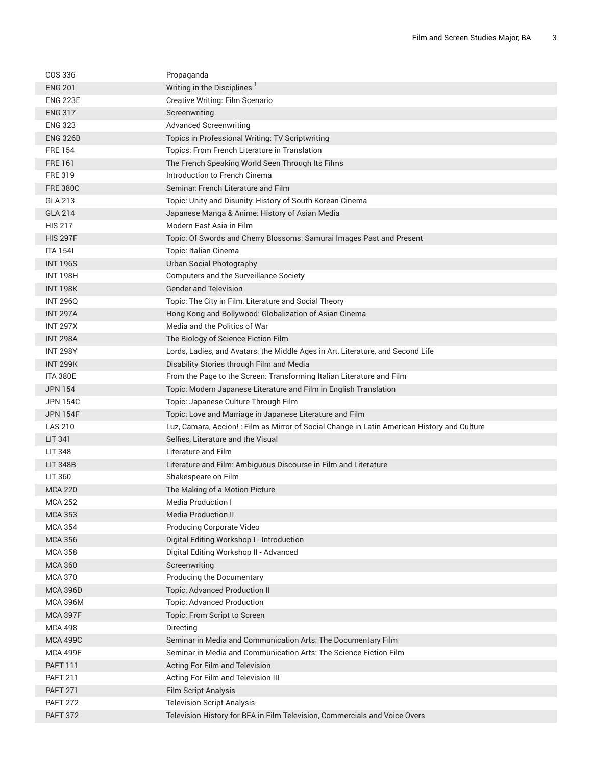| | |
|---|---|
| COS 336 | Propaganda |
| ENG 201 | Writing in the Disciplines [1] |
| ENG 223E | Creative Writing: Film Scenario |
| ENG 317 | Screenwriting |
| ENG 323 | Advanced Screenwriting |
| ENG 326B | Topics in Professional Writing: TV Scriptwriting |
| FRE 154 | Topics: From French Literature in Translation |
| FRE 161 | The French Speaking World Seen Through Its Films |
| FRE 319 | Introduction to French Cinema |
| FRE 380C | Seminar: French Literature and Film |
| GLA 213 | Topic: Unity and Disunity: History of South Korean Cinema |
| GLA 214 | Japanese Manga & Anime: History of Asian Media |
| HIS 217 | Modern East Asia in Film |
| HIS 297F | Topic: Of Swords and Cherry Blossoms: Samurai Images Past and Present |
| ITA 154I | Topic: Italian Cinema |
| INT 196S | Urban Social Photography |
| INT 198H | Computers and the Surveillance Society |
| INT 198K | Gender and Television |
| INT 296Q | Topic: The City in Film, Literature and Social Theory |
| INT 297A | Hong Kong and Bollywood: Globalization of Asian Cinema |
| INT 297X | Media and the Politics of War |
| INT 298A | The Biology of Science Fiction Film |
| INT 298Y | Lords, Ladies, and Avatars: the Middle Ages in Art, Literature, and Second Life |
| INT 299K | Disability Stories through Film and Media |
| ITA 380E | From the Page to the Screen: Transforming Italian Literature and Film |
| JPN 154 | Topic: Modern Japanese Literature and Film in English Translation |
| JPN 154C | Topic: Japanese Culture Through Film |
| JPN 154F | Topic: Love and Marriage in Japanese Literature and Film |
| LAS 210 | Luz, Camara, Accion! : Film as Mirror of Social Change in Latin American History and Culture |
| LIT 341 | Selfies, Literature and the Visual |
| LIT 348 | Literature and Film |
| LIT 348B | Literature and Film: Ambiguous Discourse in Film and Literature |
| LIT 360 | Shakespeare on Film |
| MCA 220 | The Making of a Motion Picture |
| MCA 252 | Media Production I |
| MCA 353 | Media Production II |
| MCA 354 | Producing Corporate Video |
| MCA 356 | Digital Editing Workshop I - Introduction |
| MCA 358 | Digital Editing Workshop II - Advanced |
| MCA 360 | Screenwriting |
| MCA 370 | Producing the Documentary |
| MCA 396D | Topic: Advanced Production II |
| MCA 396M | Topic: Advanced Production |
| MCA 397F | Topic: From Script to Screen |
| MCA 498 | Directing |
| MCA 499C | Seminar in Media and Communication Arts: The Documentary Film |
| MCA 499F | Seminar in Media and Communication Arts: The Science Fiction Film |
| PAFT 111 | Acting For Film and Television |
| PAFT 211 | Acting For Film and Television III |
| PAFT 271 | Film Script Analysis |
| PAFT 272 | Television Script Analysis |
| PAFT 372 | Television History for BFA in Film Television, Commercials and Voice Overs |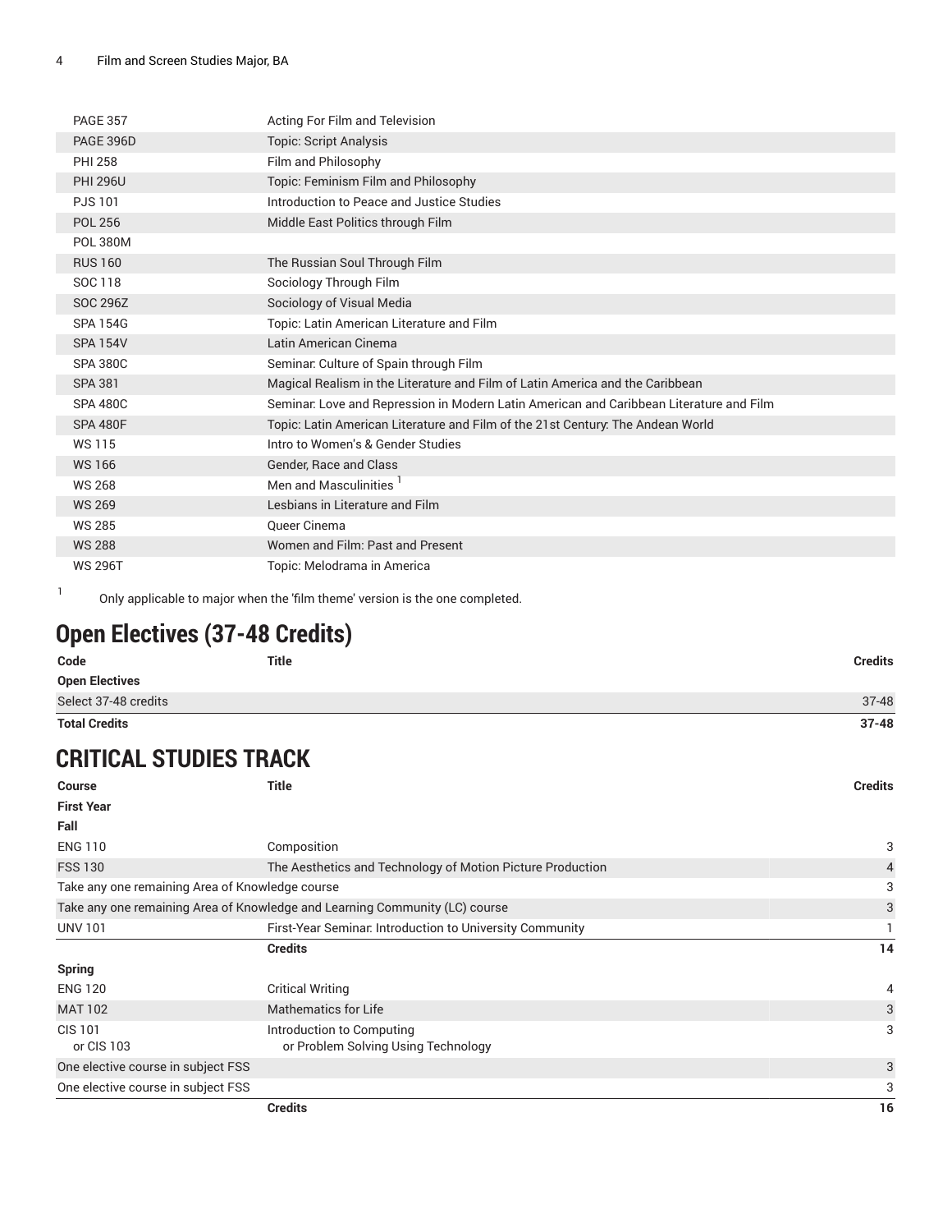| | |
|---|---|
| PAGE 357 | Acting For Film and Television |
| PAGE 396D | Topic: Script Analysis |
| PHI 258 | Film and Philosophy |
| PHI 296U | Topic: Feminism Film and Philosophy |
| PJS 101 | Introduction to Peace and Justice Studies |
| POL 256 | Middle East Politics through Film |
| POL 380M | |
| RUS 160 | The Russian Soul Through Film |
| SOC 118 | Sociology Through Film |
| SOC 296Z | Sociology of Visual Media |
| SPA 154G | Topic: Latin American Literature and Film |
| SPA 154V | Latin American Cinema |
| SPA 380C | Seminar: Culture of Spain through Film |
| SPA 381 | Magical Realism in the Literature and Film of Latin America and the Caribbean |
| SPA 480C | Seminar: Love and Repression in Modern Latin American and Caribbean Literature and Film |
| SPA 480F | Topic: Latin American Literature and Film of the 21st Century: The Andean World |
| WS 115 | Intro to Women's & Gender Studies |
| WS 166 | Gender, Race and Class |
| WS 268 | Men and Masculinities [1] |
| WS 269 | Lesbians in Literature and Film |
| WS 285 | Queer Cinema |
| WS 288 | Women and Film: Past and Present |
| WS 296T | Topic: Melodrama in America |

1 Only applicable to major when the 'film theme' version is the one completed.

## Open Electives (37-48 Credits)

| Code | Title | Credits |
|---|---|---|
| **Open Electives** | | |
| Select 37-48 credits | | 37-48 |
| **Total Credits** | | **37-48** |

## CRITICAL STUDIES TRACK

| Course | Title | Credits |
|---|---|---|
| **First Year** | | |
| **Fall** | | |
| ENG 110 | Composition | 3 |
| FSS 130 | The Aesthetics and Technology of Motion Picture Production | 4 |
| Take any one remaining Area of Knowledge course | | 3 |
| Take any one remaining Area of Knowledge and Learning Community (LC) course | | 3 |
| UNV 101 | First-Year Seminar: Introduction to University Community | 1 |
| | **Credits** | **14** |
| **Spring** | | |
| ENG 120 | Critical Writing | 4 |
| MAT 102 | Mathematics for Life | 3 |
| CIS 101<br>or CIS 103 | Introduction to Computing<br>or Problem Solving Using Technology | 3 |
| One elective course in subject FSS | | 3 |
| One elective course in subject FSS | | 3 |
| | **Credits** | **16** |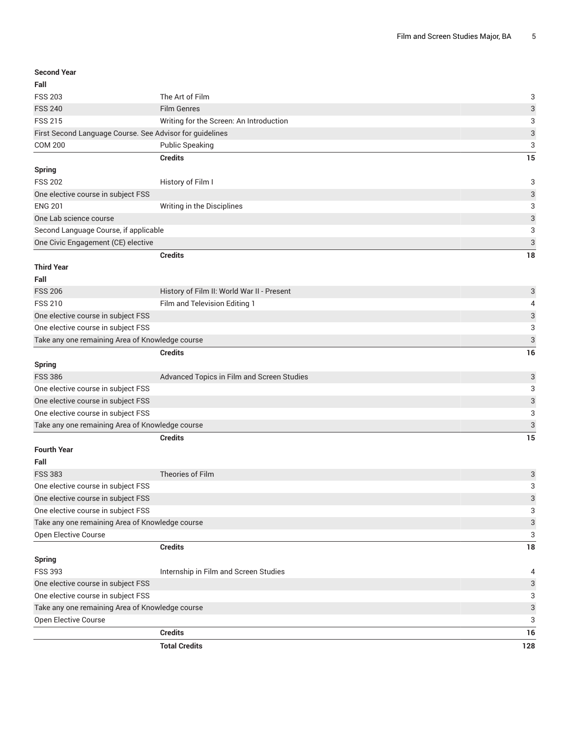| Second Year | | |
|---|---|---|
| **Fall** | | |
| FSS 203 | The Art of Film | 3 |
| FSS 240 | Film Genres | 3 |
| FSS 215 | Writing for the Screen: An Introduction | 3 |
| First Second Language Course. See Advisor for guidelines | | 3 |
| COM 200 | Public Speaking | 3 |
| | **Credits** | **15** |
| **Spring** | | |
| FSS 202 | History of Film I | 3 |
| One elective course in subject FSS | | 3 |
| ENG 201 | Writing in the Disciplines | 3 |
| One Lab science course | | 3 |
| Second Language Course, if applicable | | 3 |
| One Civic Engagement (CE) elective | | 3 |
| | **Credits** | **18** |
| **Third Year** | | |
| **Fall** | | |
| FSS 206 | History of Film II: World War II - Present | 3 |
| FSS 210 | Film and Television Editing 1 | 4 |
| One elective course in subject FSS | | 3 |
| One elective course in subject FSS | | 3 |
| Take any one remaining Area of Knowledge course | | 3 |
| | **Credits** | **16** |
| **Spring** | | |
| FSS 386 | Advanced Topics in Film and Screen Studies | 3 |
| One elective course in subject FSS | | 3 |
| One elective course in subject FSS | | 3 |
| One elective course in subject FSS | | 3 |
| Take any one remaining Area of Knowledge course | | 3 |
| | **Credits** | **15** |
| **Fourth Year** | | |
| **Fall** | | |
| FSS 383 | Theories of Film | 3 |
| One elective course in subject FSS | | 3 |
| One elective course in subject FSS | | 3 |
| One elective course in subject FSS | | 3 |
| Take any one remaining Area of Knowledge course | | 3 |
| Open Elective Course | | 3 |
| | **Credits** | **18** |
| **Spring** | | |
| FSS 393 | Internship in Film and Screen Studies | 4 |
| One elective course in subject FSS | | 3 |
| One elective course in subject FSS | | 3 |
| Take any one remaining Area of Knowledge course | | 3 |
| Open Elective Course | | 3 |
| | **Credits** | **16** |
| | **Total Credits** | **128** |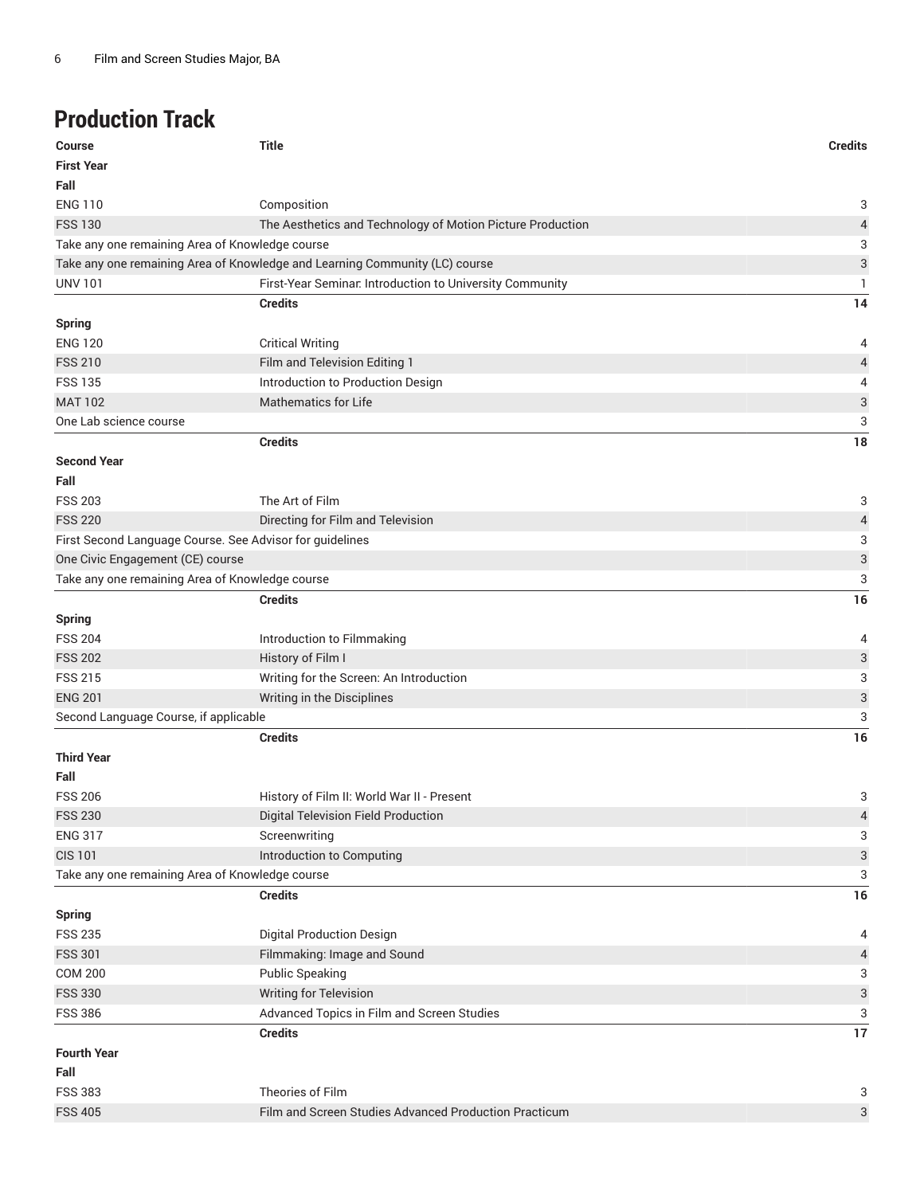## Production Track

| Course | Title | Credits |
| --- | --- | --- |
| **First Year** | | |
| **Fall** | | |
| ENG 110 | Composition | 3 |
| FSS 130 | The Aesthetics and Technology of Motion Picture Production | 4 |
| Take any one remaining Area of Knowledge course | | 3 |
| Take any one remaining Area of Knowledge and Learning Community (LC) course | | 3 |
| UNV 101 | First-Year Seminar: Introduction to University Community | 1 |
| | **Credits** | **14** |
| **Spring** | | |
| ENG 120 | Critical Writing | 4 |
| FSS 210 | Film and Television Editing 1 | 4 |
| FSS 135 | Introduction to Production Design | 4 |
| MAT 102 | Mathematics for Life | 3 |
| One Lab science course | | 3 |
| | **Credits** | **18** |
| **Second Year** | | |
| **Fall** | | |
| FSS 203 | The Art of Film | 3 |
| FSS 220 | Directing for Film and Television | 4 |
| First Second Language Course. See Advisor for guidelines | | 3 |
| One Civic Engagement (CE) course | | 3 |
| Take any one remaining Area of Knowledge course | | 3 |
| | **Credits** | **16** |
| **Spring** | | |
| FSS 204 | Introduction to Filmmaking | 4 |
| FSS 202 | History of Film I | 3 |
| FSS 215 | Writing for the Screen: An Introduction | 3 |
| ENG 201 | Writing in the Disciplines | 3 |
| Second Language Course, if applicable | | 3 |
| | **Credits** | **16** |
| **Third Year** | | |
| **Fall** | | |
| FSS 206 | History of Film II: World War II - Present | 3 |
| FSS 230 | Digital Television Field Production | 4 |
| ENG 317 | Screenwriting | 3 |
| CIS 101 | Introduction to Computing | 3 |
| Take any one remaining Area of Knowledge course | | 3 |
| | **Credits** | **16** |
| **Spring** | | |
| FSS 235 | Digital Production Design | 4 |
| FSS 301 | Filmmaking: Image and Sound | 4 |
| COM 200 | Public Speaking | 3 |
| FSS 330 | Writing for Television | 3 |
| FSS 386 | Advanced Topics in Film and Screen Studies | 3 |
| | **Credits** | **17** |
| **Fourth Year** | | |
| **Fall** | | |
| FSS 383 | Theories of Film | 3 |
| FSS 405 | Film and Screen Studies Advanced Production Practicum | 3 |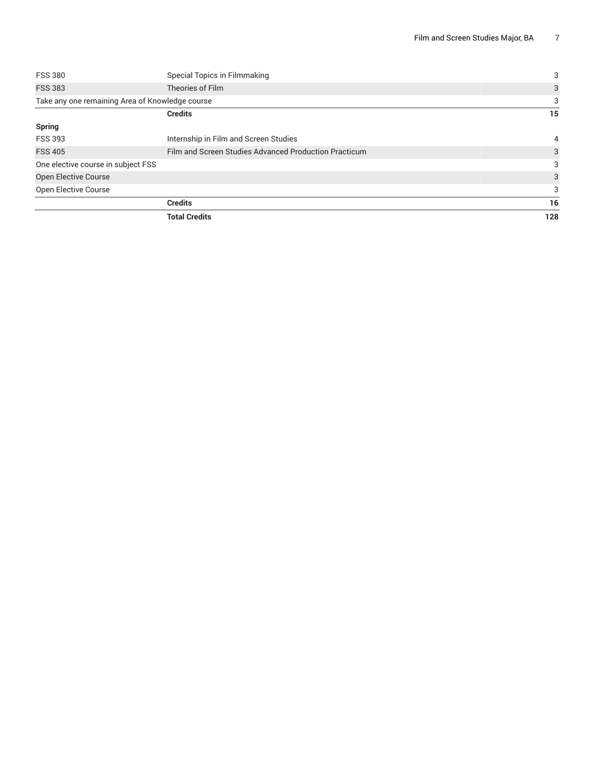| | | |
|---|---|---|
| FSS 380 | Special Topics in Filmmaking | 3 |
| FSS 383 | Theories of Film | 3 |
| Take any one remaining Area of Knowledge course | | 3 |
| | **Credits** | **15** |
| **Spring** | | |
| FSS 393 | Internship in Film and Screen Studies | 4 |
| FSS 405 | Film and Screen Studies Advanced Production Practicum | 3 |
| One elective course in subject FSS | | 3 |
| Open Elective Course | | 3 |
| Open Elective Course | | 3 |
| | **Credits** | **16** |
| | **Total Credits** | **128** |